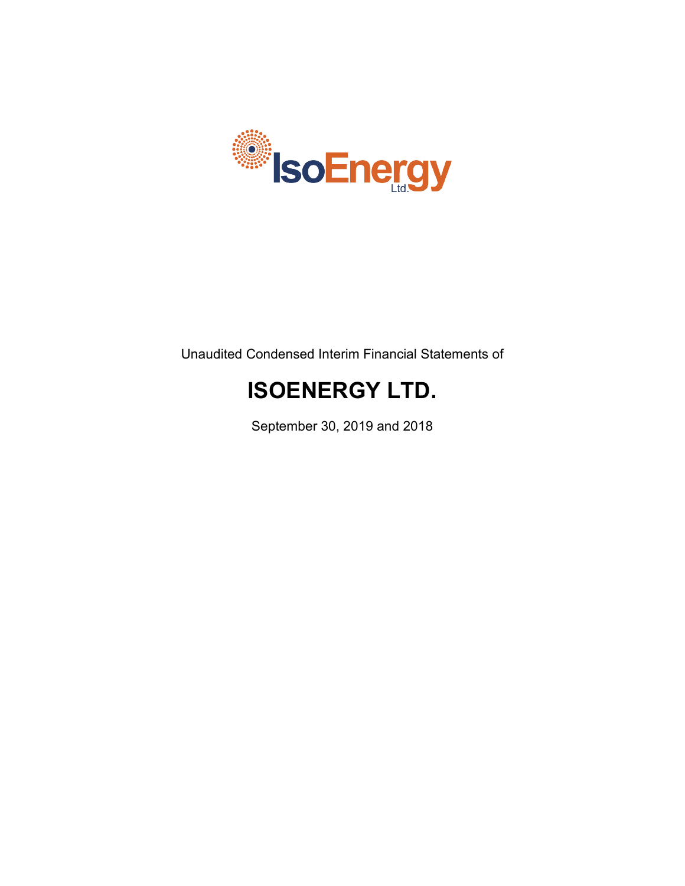Unaudited Condensed Interim Financial Statements of

# ISOENERGY LTD.

September 30, 2019 and 2018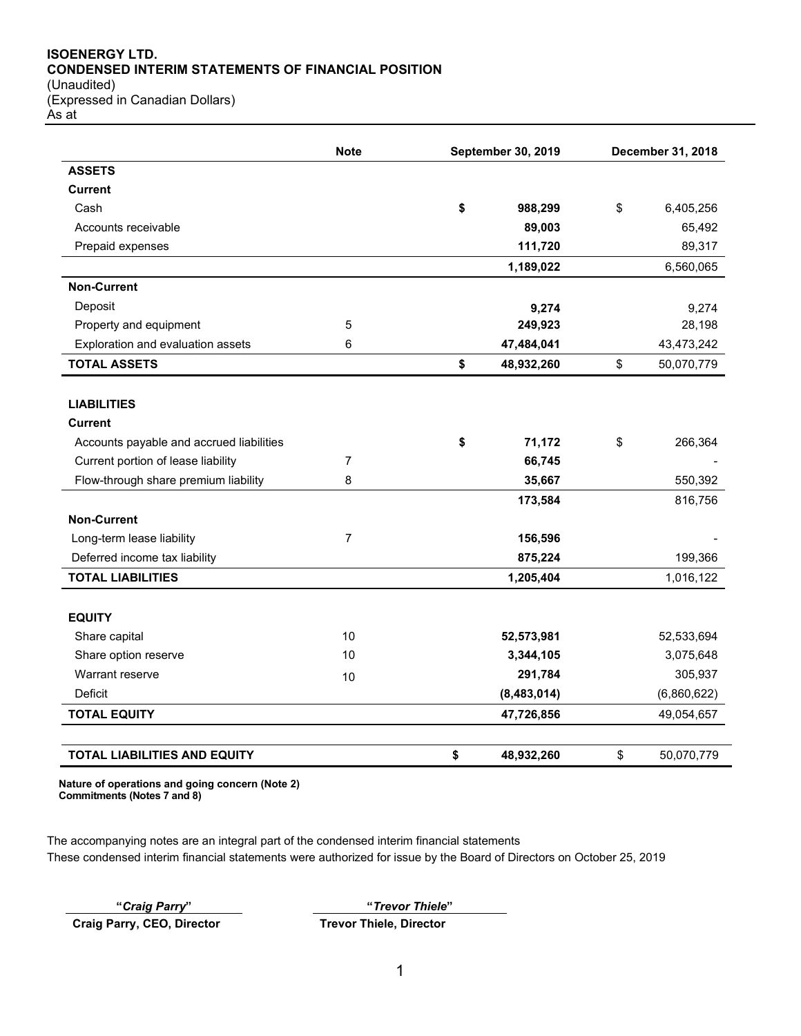**ISOENERGY LTD.**
**CONDENSED INTERIM STATEMENTS OF FINANCIAL POSITION**
(Unaudited)
(Expressed in Canadian Dollars)
As at

| | Note | September 30, 2019 | December 31, 2018 |
|---|---|---|---|
| **ASSETS** | | | |
| **Current** | | | |
| Cash | | **$ 988,299** | $ 6,405,256 |
| Accounts receivable | | **89,003** | 65,492 |
| Prepaid expenses | | **111,720** | 89,317 |
| | | **1,189,022** | 6,560,065 |
| **Non-Current** | | | |
| Deposit | | **9,274** | 9,274 |
| Property and equipment | 5 | **249,923** | 28,198 |
| Exploration and evaluation assets | 6 | **47,484,041** | 43,473,242 |
| **TOTAL ASSETS** | | **$ 48,932,260** | $ 50,070,779 |
| | | | |
| **LIABILITIES** | | | |
| **Current** | | | |
| Accounts payable and accrued liabilities | | **$ 71,172** | $ 266,364 |
| Current portion of lease liability | 7 | **66,745** | - |
| Flow-through share premium liability | 8 | **35,667** | 550,392 |
| | | **173,584** | 816,756 |
| **Non-Current** | | | |
| Long-term lease liability | 7 | **156,596** | - |
| Deferred income tax liability | | **875,224** | 199,366 |
| **TOTAL LIABILITIES** | | **1,205,404** | 1,016,122 |
| | | | |
| **EQUITY** | | | |
| Share capital | 10 | **52,573,981** | 52,533,694 |
| Share option reserve | 10 | **3,344,105** | 3,075,648 |
| Warrant reserve | 10 | **291,784** | 305,937 |
| Deficit | | **(8,483,014)** | (6,860,622) |
| **TOTAL EQUITY** | | **47,726,856** | 49,054,657 |
| | | | |
| **TOTAL LIABILITIES AND EQUITY** | | **$ 48,932,260** | $ 50,070,779 |

**Nature of operations and going concern (Note 2)**
**Commitments (Notes 7 and 8)**

The accompanying notes are an integral part of the condensed interim financial statements
These condensed interim financial statements were authorized for issue by the Board of Directors on October 25, 2019

"*Craig Parry*"
**Craig Parry, CEO, Director**

"*Trevor Thiele*"
**Trevor Thiele, Director**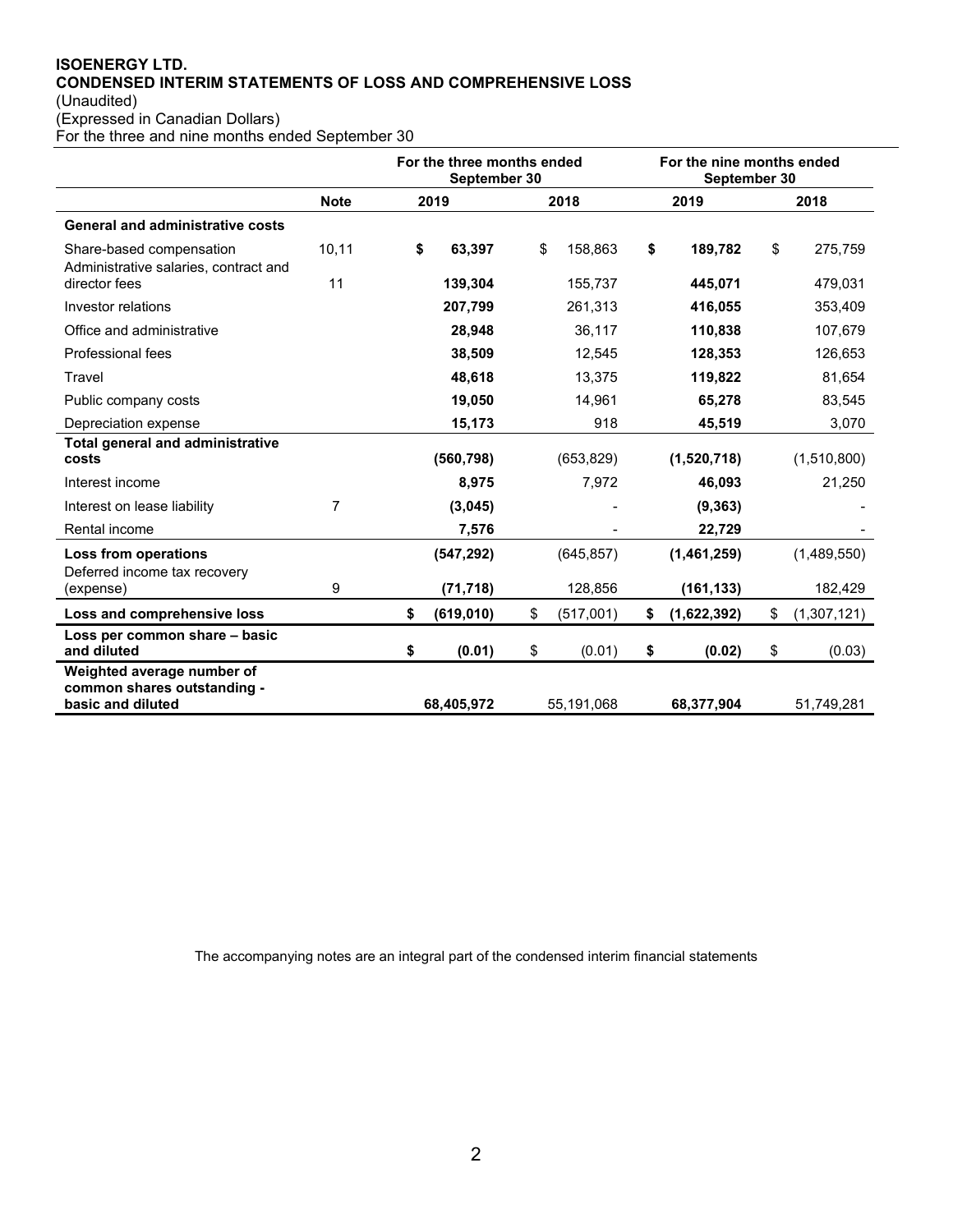**ISOENERGY LTD.**
**CONDENSED INTERIM STATEMENTS OF LOSS AND COMPREHENSIVE LOSS**
(Unaudited)
(Expressed in Canadian Dollars)
For the three and nine months ended September 30

| | Note | For the three months ended September 30 | | For the nine months ended September 30 | |
|---|---|---|---|---|---|
| | | **2019** | **2018** | **2019** | **2018** |
| **General and administrative costs** | | | | | |
| Share-based compensation | 10,11 | **$ 63,397** | $ 158,863 | **$ 189,782** | $ 275,759 |
| Administrative salaries, contract and director fees | 11 | **139,304** | 155,737 | **445,071** | 479,031 |
| Investor relations | | **207,799** | 261,313 | **416,055** | 353,409 |
| Office and administrative | | **28,948** | 36,117 | **110,838** | 107,679 |
| Professional fees | | **38,509** | 12,545 | **128,353** | 126,653 |
| Travel | | **48,618** | 13,375 | **119,822** | 81,654 |
| Public company costs | | **19,050** | 14,961 | **65,278** | 83,545 |
| Depreciation expense | | **15,173** | 918 | **45,519** | 3,070 |
| **Total general and administrative costs** | | **(560,798)** | (653,829) | **(1,520,718)** | (1,510,800) |
| Interest income | | **8,975** | 7,972 | **46,093** | 21,250 |
| Interest on lease liability | 7 | **(3,045)** | - | **(9,363)** | - |
| Rental income | | **7,576** | - | **22,729** | - |
| **Loss from operations** | | **(547,292)** | (645,857) | **(1,461,259)** | (1,489,550) |
| Deferred income tax recovery (expense) | 9 | **(71,718)** | 128,856 | **(161,133)** | 182,429 |
| **Loss and comprehensive loss** | | **$ (619,010)** | $ (517,001) | **$ (1,622,392)** | $ (1,307,121) |
| **Loss per common share – basic and diluted** | | **$ (0.01)** | $ (0.01) | **$ (0.02)** | $ (0.03) |
| **Weighted average number of common shares outstanding - basic and diluted** | | **68,405,972** | 55,191,068 | **68,377,904** | 51,749,281 |

The accompanying notes are an integral part of the condensed interim financial statements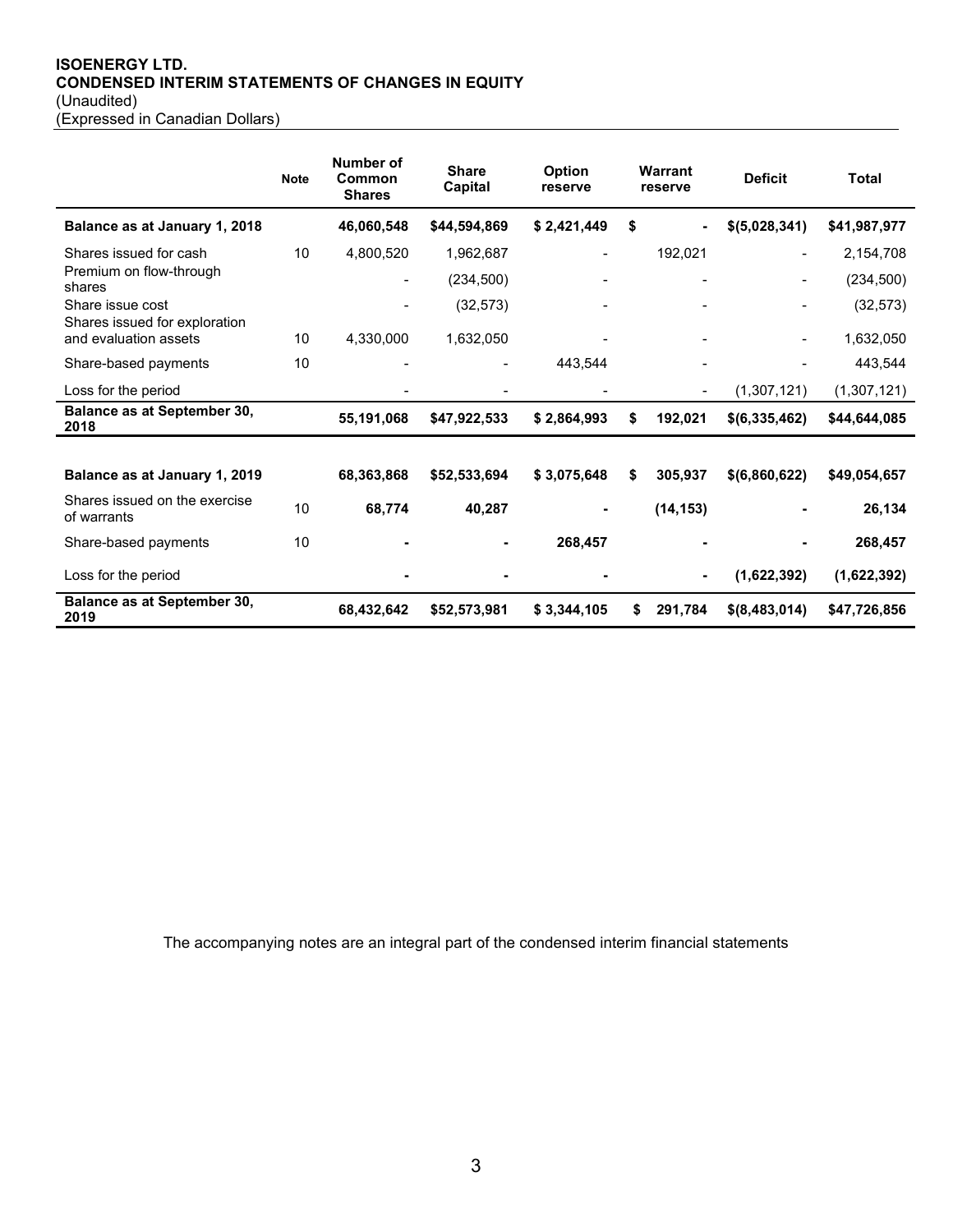**ISOENERGY LTD.**
**CONDENSED INTERIM STATEMENTS OF CHANGES IN EQUITY**
(Unaudited)
(Expressed in Canadian Dollars)

| | Note | Number of Common Shares | Share Capital | Option reserve | Warrant reserve | Deficit | Total |
|---|---|---|---|---|---|---|---|
| **Balance as at January 1, 2018** | | **46,060,548** | **\$44,594,869** | **\$ 2,421,449** | **\$ -** | **\$(5,028,341)** | **\$41,987,977** |
| Shares issued for cash | 10 | 4,800,520 | 1,962,687 | - | 192,021 | - | 2,154,708 |
| Premium on flow-through shares | | - | (234,500) | - | - | - | (234,500) |
| Share issue cost | | - | (32,573) | - | - | - | (32,573) |
| Shares issued for exploration and evaluation assets | 10 | 4,330,000 | 1,632,050 | - | - | - | 1,632,050 |
| Share-based payments | 10 | - | - | 443,544 | - | - | 443,544 |
| Loss for the period | | - | - | - | - | (1,307,121) | (1,307,121) |
| **Balance as at September 30, 2018** | | **55,191,068** | **\$47,922,533** | **\$ 2,864,993** | **\$ 192,021** | **\$(6,335,462)** | **\$44,644,085** |
| | | | | | | | |
| **Balance as at January 1, 2019** | | **68,363,868** | **\$52,533,694** | **\$ 3,075,648** | **\$ 305,937** | **\$(6,860,622)** | **\$49,054,657** |
| Shares issued on the exercise of warrants | 10 | **68,774** | **40,287** | **-** | **(14,153)** | **-** | **26,134** |
| Share-based payments | 10 | **-** | **-** | **268,457** | **-** | **-** | **268,457** |
| Loss for the period | | **-** | **-** | **-** | **-** | **(1,622,392)** | **(1,622,392)** |
| **Balance as at September 30, 2019** | | **68,432,642** | **\$52,573,981** | **\$ 3,344,105** | **\$ 291,784** | **\$(8,483,014)** | **\$47,726,856** |

The accompanying notes are an integral part of the condensed interim financial statements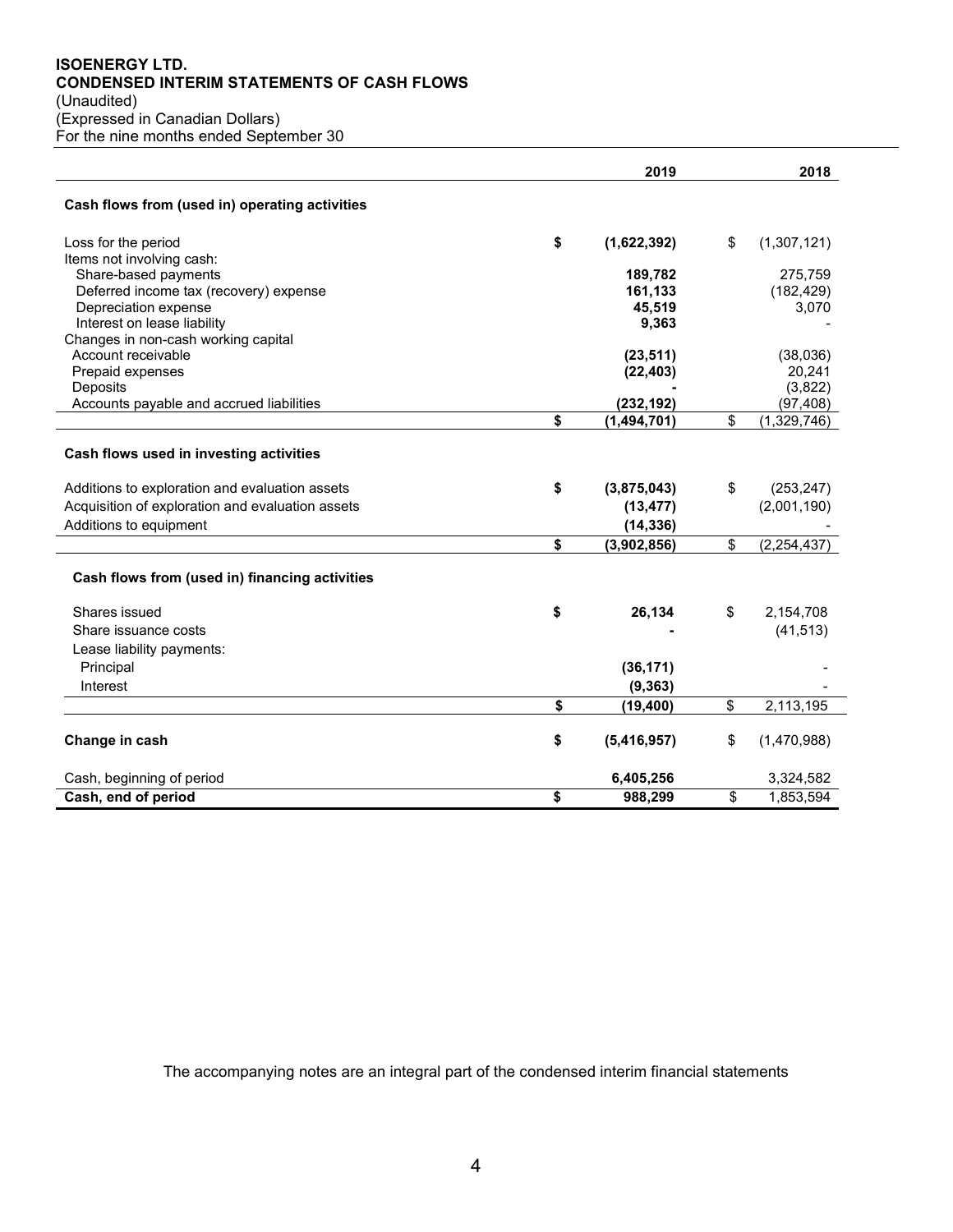**ISOENERGY LTD.**
**CONDENSED INTERIM STATEMENTS OF CASH FLOWS**
(Unaudited)
(Expressed in Canadian Dollars)
For the nine months ended September 30

| | 2019 | 2018 |
|---|---|---|
| **Cash flows from (used in) operating activities** | | |
| Loss for the period | **$ (1,622,392)** | $ (1,307,121) |
| Items not involving cash: | | |
| Share-based payments | **189,782** | 275,759 |
| Deferred income tax (recovery) expense | **161,133** | (182,429) |
| Depreciation expense | **45,519** | 3,070 |
| Interest on lease liability | **9,363** | - |
| Changes in non-cash working capital | | |
| Account receivable | **(23,511)** | (38,036) |
| Prepaid expenses | **(22,403)** | 20,241 |
| Deposits | **-** | (3,822) |
| Accounts payable and accrued liabilities | **(232,192)** | (97,408) |
| | **$ (1,494,701)** | $ (1,329,746) |
| **Cash flows used in investing activities** | | |
| Additions to exploration and evaluation assets | **$ (3,875,043)** | $ (253,247) |
| Acquisition of exploration and evaluation assets | **(13,477)** | (2,001,190) |
| Additions to equipment | **(14,336)** | - |
| | **$ (3,902,856)** | $ (2,254,437) |
| **Cash flows from (used in) financing activities** | | |
| Shares issued | **$ 26,134** | $ 2,154,708 |
| Share issuance costs | **-** | (41,513) |
| Lease liability payments: | | |
| Principal | **(36,171)** | - |
| Interest | **(9,363)** | - |
| | **$ (19,400)** | $ 2,113,195 |
| **Change in cash** | **$ (5,416,957)** | $ (1,470,988) |
| Cash, beginning of period | **6,405,256** | 3,324,582 |
| **Cash, end of period** | **$ 988,299** | $ 1,853,594 |

The accompanying notes are an integral part of the condensed interim financial statements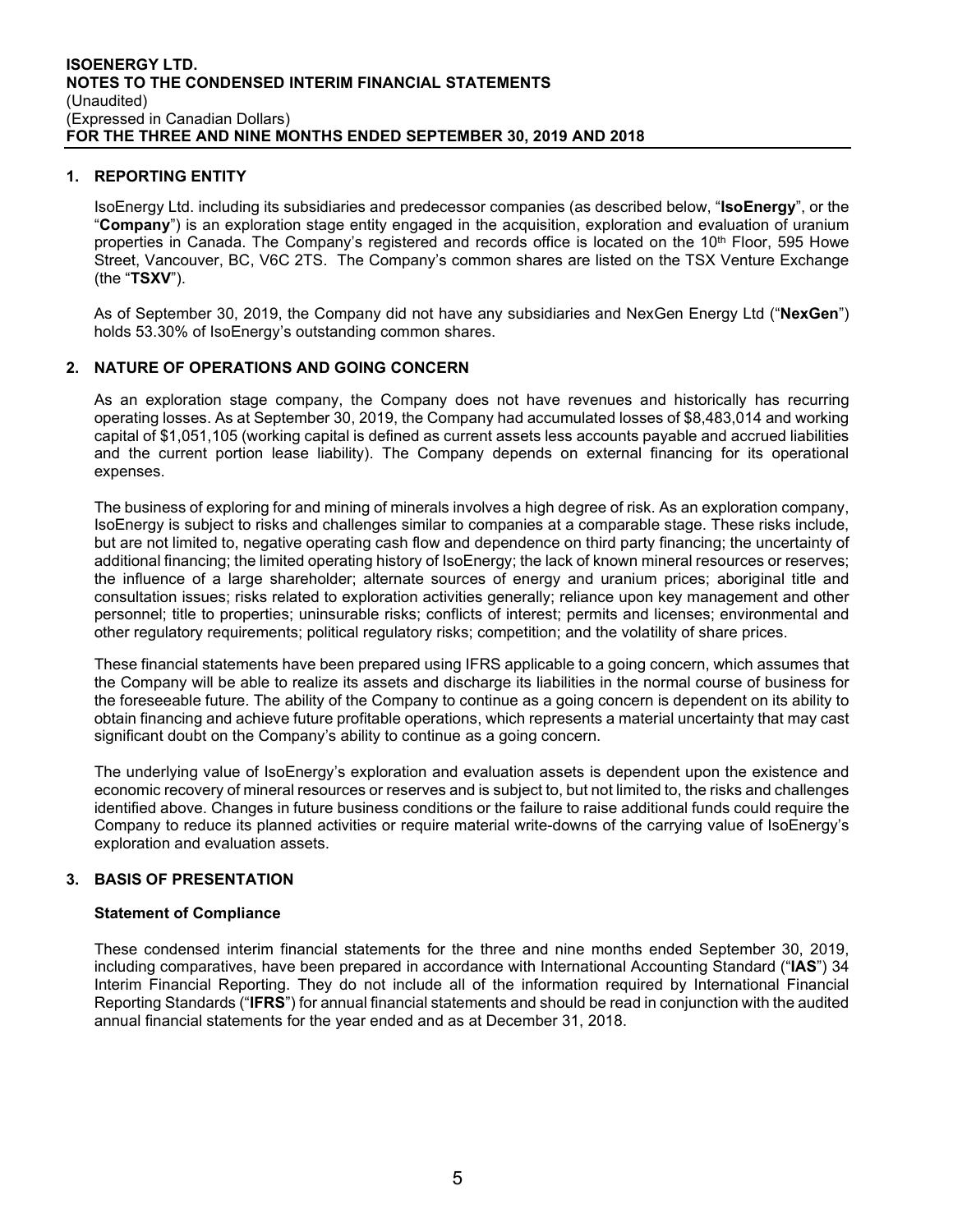## 1. REPORTING ENTITY

IsoEnergy Ltd. including its subsidiaries and predecessor companies (as described below, "**IsoEnergy**", or the "**Company**") is an exploration stage entity engaged in the acquisition, exploration and evaluation of uranium properties in Canada. The Company's registered and records office is located on the 10th Floor, 595 Howe Street, Vancouver, BC, V6C 2TS. The Company's common shares are listed on the TSX Venture Exchange (the "**TSXV**").

As of September 30, 2019, the Company did not have any subsidiaries and NexGen Energy Ltd ("**NexGen**") holds 53.30% of IsoEnergy's outstanding common shares.

## 2. NATURE OF OPERATIONS AND GOING CONCERN

As an exploration stage company, the Company does not have revenues and historically has recurring operating losses. As at September 30, 2019, the Company had accumulated losses of $8,483,014 and working capital of $1,051,105 (working capital is defined as current assets less accounts payable and accrued liabilities and the current portion lease liability). The Company depends on external financing for its operational expenses.

The business of exploring for and mining of minerals involves a high degree of risk. As an exploration company, IsoEnergy is subject to risks and challenges similar to companies at a comparable stage. These risks include, but are not limited to, negative operating cash flow and dependence on third party financing; the uncertainty of additional financing; the limited operating history of IsoEnergy; the lack of known mineral resources or reserves; the influence of a large shareholder; alternate sources of energy and uranium prices; aboriginal title and consultation issues; risks related to exploration activities generally; reliance upon key management and other personnel; title to properties; uninsurable risks; conflicts of interest; permits and licenses; environmental and other regulatory requirements; political regulatory risks; competition; and the volatility of share prices.

These financial statements have been prepared using IFRS applicable to a going concern, which assumes that the Company will be able to realize its assets and discharge its liabilities in the normal course of business for the foreseeable future. The ability of the Company to continue as a going concern is dependent on its ability to obtain financing and achieve future profitable operations, which represents a material uncertainty that may cast significant doubt on the Company's ability to continue as a going concern.

The underlying value of IsoEnergy's exploration and evaluation assets is dependent upon the existence and economic recovery of mineral resources or reserves and is subject to, but not limited to, the risks and challenges identified above. Changes in future business conditions or the failure to raise additional funds could require the Company to reduce its planned activities or require material write-downs of the carrying value of IsoEnergy's exploration and evaluation assets.

## 3. BASIS OF PRESENTATION

### Statement of Compliance

These condensed interim financial statements for the three and nine months ended September 30, 2019, including comparatives, have been prepared in accordance with International Accounting Standard ("**IAS**") 34 Interim Financial Reporting. They do not include all of the information required by International Financial Reporting Standards ("**IFRS**") for annual financial statements and should be read in conjunction with the audited annual financial statements for the year ended and as at December 31, 2018.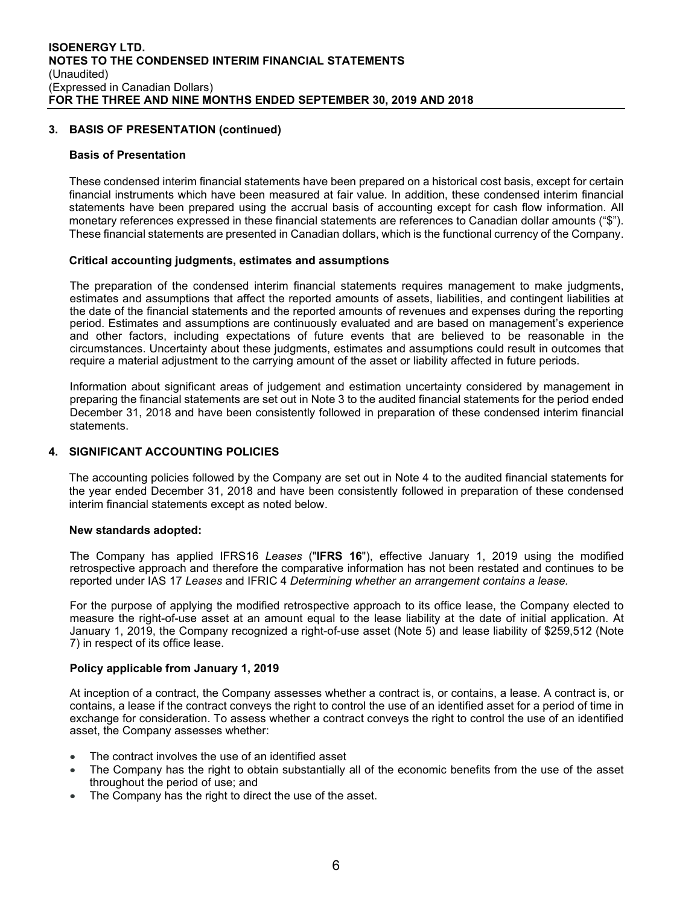## 3. BASIS OF PRESENTATION (continued)

### Basis of Presentation

These condensed interim financial statements have been prepared on a historical cost basis, except for certain financial instruments which have been measured at fair value. In addition, these condensed interim financial statements have been prepared using the accrual basis of accounting except for cash flow information. All monetary references expressed in these financial statements are references to Canadian dollar amounts ("$"). These financial statements are presented in Canadian dollars, which is the functional currency of the Company.

### Critical accounting judgments, estimates and assumptions

The preparation of the condensed interim financial statements requires management to make judgments, estimates and assumptions that affect the reported amounts of assets, liabilities, and contingent liabilities at the date of the financial statements and the reported amounts of revenues and expenses during the reporting period. Estimates and assumptions are continuously evaluated and are based on management's experience and other factors, including expectations of future events that are believed to be reasonable in the circumstances. Uncertainty about these judgments, estimates and assumptions could result in outcomes that require a material adjustment to the carrying amount of the asset or liability affected in future periods.

Information about significant areas of judgement and estimation uncertainty considered by management in preparing the financial statements are set out in Note 3 to the audited financial statements for the period ended December 31, 2018 and have been consistently followed in preparation of these condensed interim financial statements.

## 4. SIGNIFICANT ACCOUNTING POLICIES

The accounting policies followed by the Company are set out in Note 4 to the audited financial statements for the year ended December 31, 2018 and have been consistently followed in preparation of these condensed interim financial statements except as noted below.

### New standards adopted:

The Company has applied IFRS16 *Leases* ("**IFRS 16**"), effective January 1, 2019 using the modified retrospective approach and therefore the comparative information has not been restated and continues to be reported under IAS 17 *Leases* and IFRIC 4 *Determining whether an arrangement contains a lease.*

For the purpose of applying the modified retrospective approach to its office lease, the Company elected to measure the right-of-use asset at an amount equal to the lease liability at the date of initial application. At January 1, 2019, the Company recognized a right-of-use asset (Note 5) and lease liability of $259,512 (Note 7) in respect of its office lease.

### Policy applicable from January 1, 2019

At inception of a contract, the Company assesses whether a contract is, or contains, a lease. A contract is, or contains, a lease if the contract conveys the right to control the use of an identified asset for a period of time in exchange for consideration. To assess whether a contract conveys the right to control the use of an identified asset, the Company assesses whether:

- The contract involves the use of an identified asset
- The Company has the right to obtain substantially all of the economic benefits from the use of the asset throughout the period of use; and
- The Company has the right to direct the use of the asset.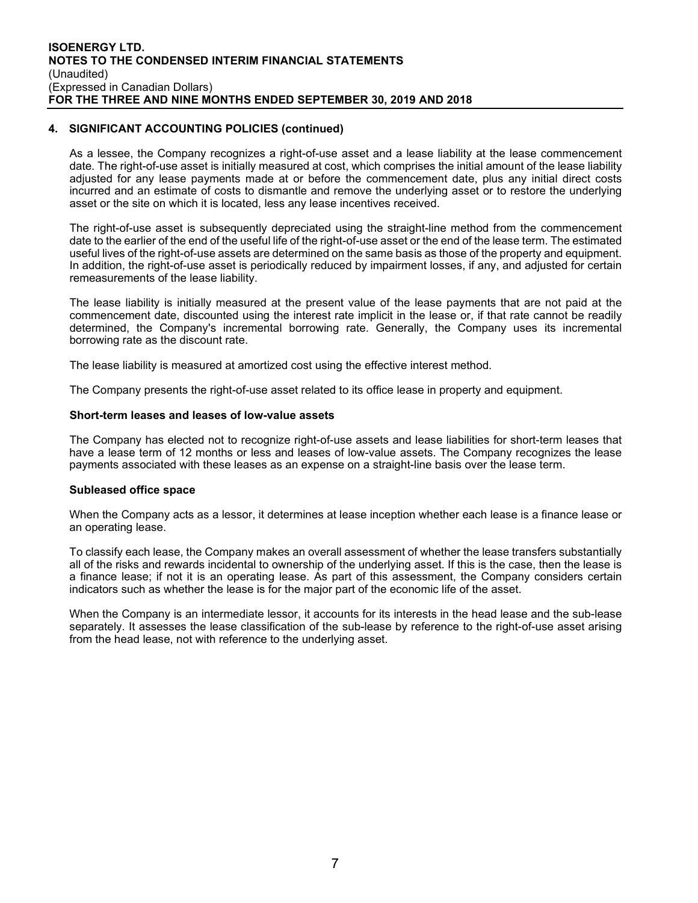## 4. SIGNIFICANT ACCOUNTING POLICIES (continued)

As a lessee, the Company recognizes a right-of-use asset and a lease liability at the lease commencement date. The right-of-use asset is initially measured at cost, which comprises the initial amount of the lease liability adjusted for any lease payments made at or before the commencement date, plus any initial direct costs incurred and an estimate of costs to dismantle and remove the underlying asset or to restore the underlying asset or the site on which it is located, less any lease incentives received.

The right-of-use asset is subsequently depreciated using the straight-line method from the commencement date to the earlier of the end of the useful life of the right-of-use asset or the end of the lease term. The estimated useful lives of the right-of-use assets are determined on the same basis as those of the property and equipment. In addition, the right-of-use asset is periodically reduced by impairment losses, if any, and adjusted for certain remeasurements of the lease liability.

The lease liability is initially measured at the present value of the lease payments that are not paid at the commencement date, discounted using the interest rate implicit in the lease or, if that rate cannot be readily determined, the Company's incremental borrowing rate. Generally, the Company uses its incremental borrowing rate as the discount rate.

The lease liability is measured at amortized cost using the effective interest method.

The Company presents the right-of-use asset related to its office lease in property and equipment.

### Short-term leases and leases of low-value assets

The Company has elected not to recognize right-of-use assets and lease liabilities for short-term leases that have a lease term of 12 months or less and leases of low-value assets. The Company recognizes the lease payments associated with these leases as an expense on a straight-line basis over the lease term.

### Subleased office space

When the Company acts as a lessor, it determines at lease inception whether each lease is a finance lease or an operating lease.

To classify each lease, the Company makes an overall assessment of whether the lease transfers substantially all of the risks and rewards incidental to ownership of the underlying asset. If this is the case, then the lease is a finance lease; if not it is an operating lease. As part of this assessment, the Company considers certain indicators such as whether the lease is for the major part of the economic life of the asset.

When the Company is an intermediate lessor, it accounts for its interests in the head lease and the sub-lease separately. It assesses the lease classification of the sub-lease by reference to the right-of-use asset arising from the head lease, not with reference to the underlying asset.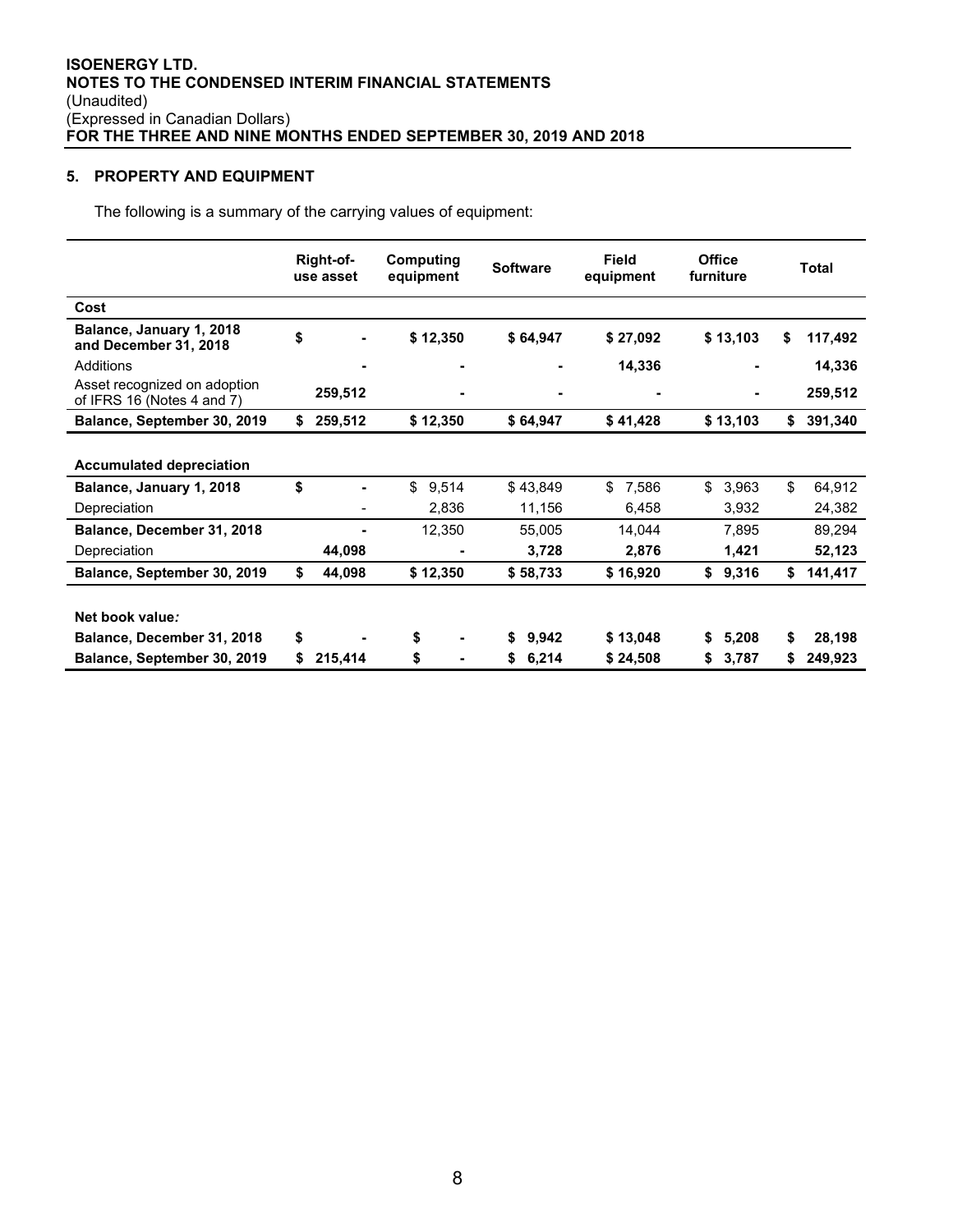ISOENERGY LTD.
NOTES TO THE CONDENSED INTERIM FINANCIAL STATEMENTS
(Unaudited)
(Expressed in Canadian Dollars)
FOR THE THREE AND NINE MONTHS ENDED SEPTEMBER 30, 2019 AND 2018

## 5. PROPERTY AND EQUIPMENT

The following is a summary of the carrying values of equipment:

| | Right-of-use asset | Computing equipment | Software | Field equipment | Office furniture | Total |
|---|---|---|---|---|---|---|
| **Cost** | | | | | | |
| **Balance, January 1, 2018 and December 31, 2018** | **$ -** | **$ 12,350** | **$ 64,947** | **$ 27,092** | **$ 13,103** | **$ 117,492** |
| Additions | **-** | **-** | **-** | **14,336** | **-** | **14,336** |
| Asset recognized on adoption of IFRS 16 (Notes 4 and 7) | **259,512** | **-** | **-** | **-** | **-** | **259,512** |
| **Balance, September 30, 2019** | **$ 259,512** | **$ 12,350** | **$ 64,947** | **$ 41,428** | **$ 13,103** | **$ 391,340** |
| | | | | | | |
| **Accumulated depreciation** | | | | | | |
| **Balance, January 1, 2018** | **$ -** | $ 9,514 | $ 43,849 | $ 7,586 | $ 3,963 | $ 64,912 |
| Depreciation | - | 2,836 | 11,156 | 6,458 | 3,932 | 24,382 |
| **Balance, December 31, 2018** | **-** | 12,350 | 55,005 | 14,044 | 7,895 | 89,294 |
| Depreciation | **44,098** | **-** | **3,728** | **2,876** | **1,421** | **52,123** |
| **Balance, September 30, 2019** | **$ 44,098** | **$ 12,350** | **$ 58,733** | **$ 16,920** | **$ 9,316** | **$ 141,417** |
| | | | | | | |
| **Net book value*:*** | | | | | | |
| **Balance, December 31, 2018** | **$ -** | **$ -** | **$ 9,942** | **$ 13,048** | **$ 5,208** | **$ 28,198** |
| **Balance, September 30, 2019** | **$ 215,414** | **$ -** | **$ 6,214** | **$ 24,508** | **$ 3,787** | **$ 249,923** |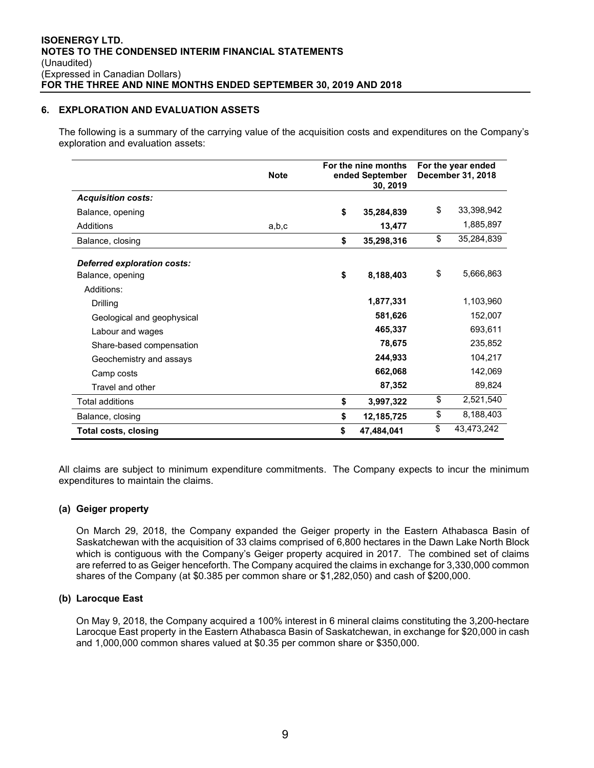## 6. EXPLORATION AND EVALUATION ASSETS

The following is a summary of the carrying value of the acquisition costs and expenditures on the Company's exploration and evaluation assets:

| | Note | For the nine months ended September 30, 2019 | For the year ended December 31, 2018 |
|---|---|---|---|
| ***Acquisition costs:*** | | | |
| Balance, opening | | **$ 35,284,839** | $ 33,398,942 |
| Additions | a,b,c | **13,477** | 1,885,897 |
| Balance, closing | | **$ 35,298,316** | $ 35,284,839 |
| ***Deferred exploration costs:*** | | | |
| Balance, opening | | **$ 8,188,403** | $ 5,666,863 |
| Additions: | | | |
| Drilling | | **1,877,331** | 1,103,960 |
| Geological and geophysical | | **581,626** | 152,007 |
| Labour and wages | | **465,337** | 693,611 |
| Share-based compensation | | **78,675** | 235,852 |
| Geochemistry and assays | | **244,933** | 104,217 |
| Camp costs | | **662,068** | 142,069 |
| Travel and other | | **87,352** | 89,824 |
| Total additions | | **$ 3,997,322** | $ 2,521,540 |
| Balance, closing | | **$ 12,185,725** | $ 8,188,403 |
| **Total costs, closing** | | **$ 47,484,041** | $ 43,473,242 |

All claims are subject to minimum expenditure commitments. The Company expects to incur the minimum expenditures to maintain the claims.

### (a) Geiger property

On March 29, 2018, the Company expanded the Geiger property in the Eastern Athabasca Basin of Saskatchewan with the acquisition of 33 claims comprised of 6,800 hectares in the Dawn Lake North Block which is contiguous with the Company's Geiger property acquired in 2017. The combined set of claims are referred to as Geiger henceforth. The Company acquired the claims in exchange for 3,330,000 common shares of the Company (at $0.385 per common share or $1,282,050) and cash of $200,000.

### (b) Larocque East

On May 9, 2018, the Company acquired a 100% interest in 6 mineral claims constituting the 3,200-hectare Larocque East property in the Eastern Athabasca Basin of Saskatchewan, in exchange for $20,000 in cash and 1,000,000 common shares valued at $0.35 per common share or $350,000.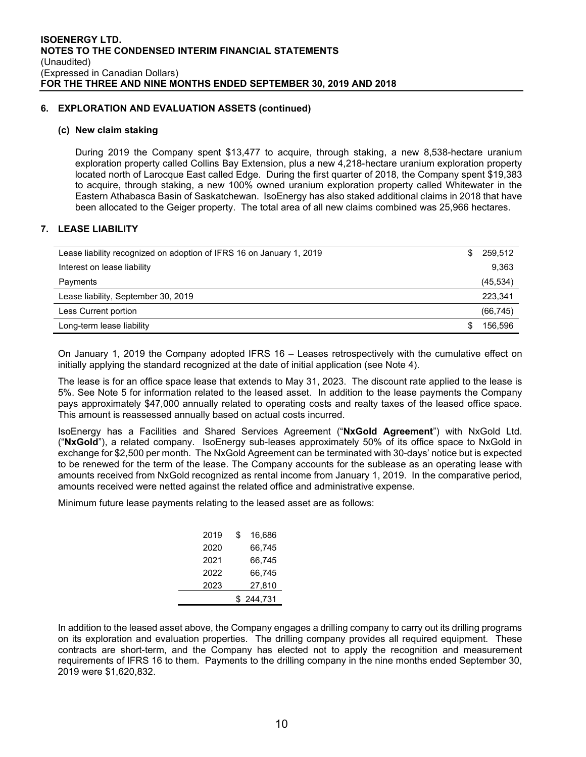## 6. EXPLORATION AND EVALUATION ASSETS (continued)

### (c) New claim staking

During 2019 the Company spent $13,477 to acquire, through staking, a new 8,538-hectare uranium exploration property called Collins Bay Extension, plus a new 4,218-hectare uranium exploration property located north of Larocque East called Edge. During the first quarter of 2018, the Company spent $19,383 to acquire, through staking, a new 100% owned uranium exploration property called Whitewater in the Eastern Athabasca Basin of Saskatchewan. IsoEnergy has also staked additional claims in 2018 that have been allocated to the Geiger property. The total area of all new claims combined was 25,966 hectares.

## 7. LEASE LIABILITY

| | |
|---|---|
| Lease liability recognized on adoption of IFRS 16 on January 1, 2019 | $ 259,512 |
| Interest on lease liability | 9,363 |
| Payments | (45,534) |
| Lease liability, September 30, 2019 | 223,341 |
| Less Current portion | (66,745) |
| Long-term lease liability | $ 156,596 |

On January 1, 2019 the Company adopted IFRS 16 – Leases retrospectively with the cumulative effect on initially applying the standard recognized at the date of initial application (see Note 4).

The lease is for an office space lease that extends to May 31, 2023. The discount rate applied to the lease is 5%. See Note 5 for information related to the leased asset. In addition to the lease payments the Company pays approximately $47,000 annually related to operating costs and realty taxes of the leased office space. This amount is reassessed annually based on actual costs incurred.

IsoEnergy has a Facilities and Shared Services Agreement ("**NxGold Agreement**") with NxGold Ltd. ("**NxGold**"), a related company. IsoEnergy sub-leases approximately 50% of its office space to NxGold in exchange for $2,500 per month. The NxGold Agreement can be terminated with 30-days' notice but is expected to be renewed for the term of the lease. The Company accounts for the sublease as an operating lease with amounts received from NxGold recognized as rental income from January 1, 2019. In the comparative period, amounts received were netted against the related office and administrative expense.

Minimum future lease payments relating to the leased asset are as follows:

| | |
|---|---|
| 2019 | $ 16,686 |
| 2020 | 66,745 |
| 2021 | 66,745 |
| 2022 | 66,745 |
| 2023 | 27,810 |
| | $ 244,731 |

In addition to the leased asset above, the Company engages a drilling company to carry out its drilling programs on its exploration and evaluation properties. The drilling company provides all required equipment. These contracts are short-term, and the Company has elected not to apply the recognition and measurement requirements of IFRS 16 to them. Payments to the drilling company in the nine months ended September 30, 2019 were $1,620,832.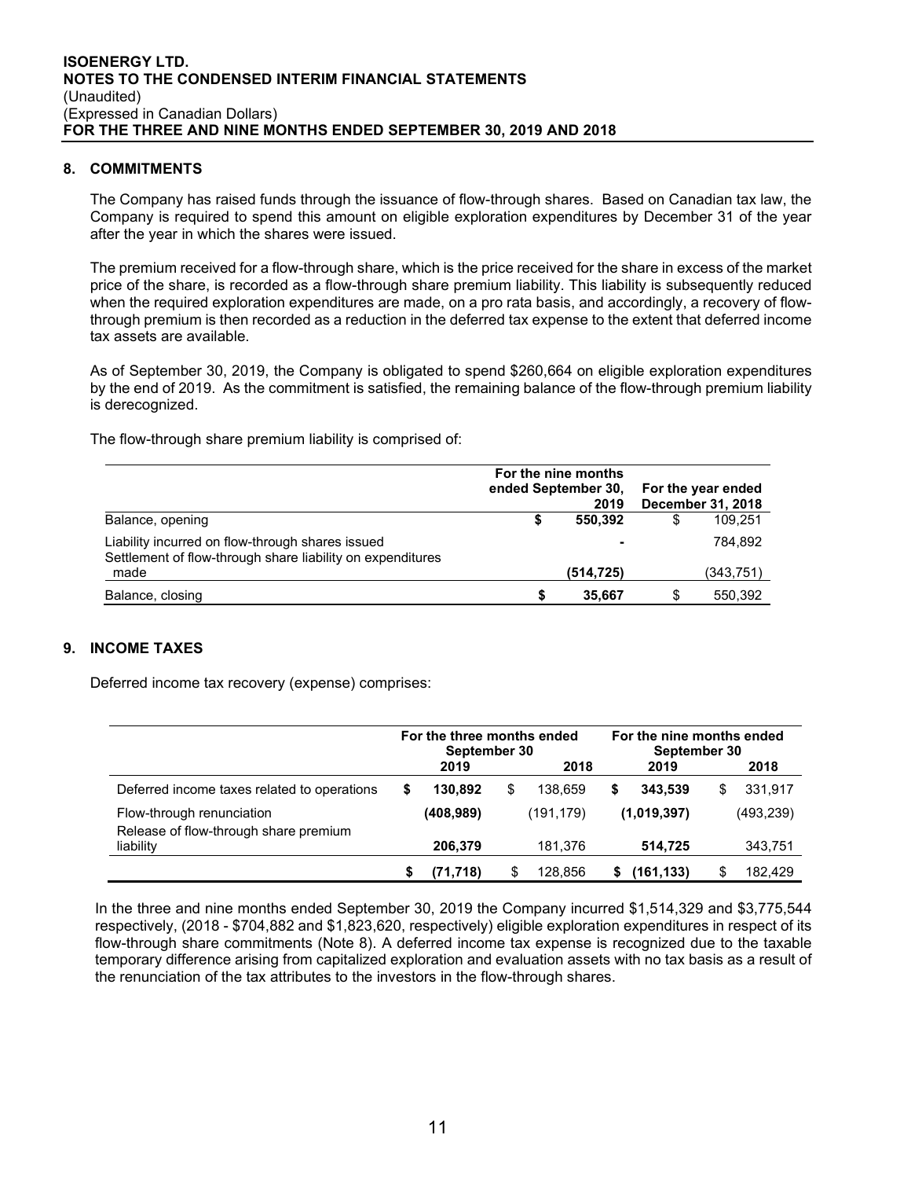## 8. COMMITMENTS

The Company has raised funds through the issuance of flow-through shares. Based on Canadian tax law, the Company is required to spend this amount on eligible exploration expenditures by December 31 of the year after the year in which the shares were issued.

The premium received for a flow-through share, which is the price received for the share in excess of the market price of the share, is recorded as a flow-through share premium liability. This liability is subsequently reduced when the required exploration expenditures are made, on a pro rata basis, and accordingly, a recovery of flow-through premium is then recorded as a reduction in the deferred tax expense to the extent that deferred income tax assets are available.

As of September 30, 2019, the Company is obligated to spend $260,664 on eligible exploration expenditures by the end of 2019. As the commitment is satisfied, the remaining balance of the flow-through premium liability is derecognized.

The flow-through share premium liability is comprised of:

| | For the nine months ended September 30, 2019 | For the year ended December 31, 2018 |
|---|---|---|
| Balance, opening | **$ 550,392** | $ 109,251 |
| Liability incurred on flow-through shares issued | **-** | 784,892 |
| Settlement of flow-through share liability on expenditures made | **(514,725)** | (343,751) |
| Balance, closing | **$ 35,667** | $ 550,392 |

## 9. INCOME TAXES

Deferred income tax recovery (expense) comprises:

| | For the three months ended September 30 | | For the nine months ended September 30 | |
|---|---|---|---|---|
| | 2019 | 2018 | 2019 | 2018 |
| Deferred income taxes related to operations | **$ 130,892** | $ 138,659 | **$ 343,539** | $ 331,917 |
| Flow-through renunciation | **(408,989)** | (191,179) | **(1,019,397)** | (493,239) |
| Release of flow-through share premium liability | **206,379** | 181,376 | **514,725** | 343,751 |
| | **$ (71,718)** | $ 128,856 | **$ (161,133)** | $ 182,429 |

In the three and nine months ended September 30, 2019 the Company incurred $1,514,329 and $3,775,544 respectively, (2018 - $704,882 and $1,823,620, respectively) eligible exploration expenditures in respect of its flow-through share commitments (Note 8). A deferred income tax expense is recognized due to the taxable temporary difference arising from capitalized exploration and evaluation assets with no tax basis as a result of the renunciation of the tax attributes to the investors in the flow-through shares.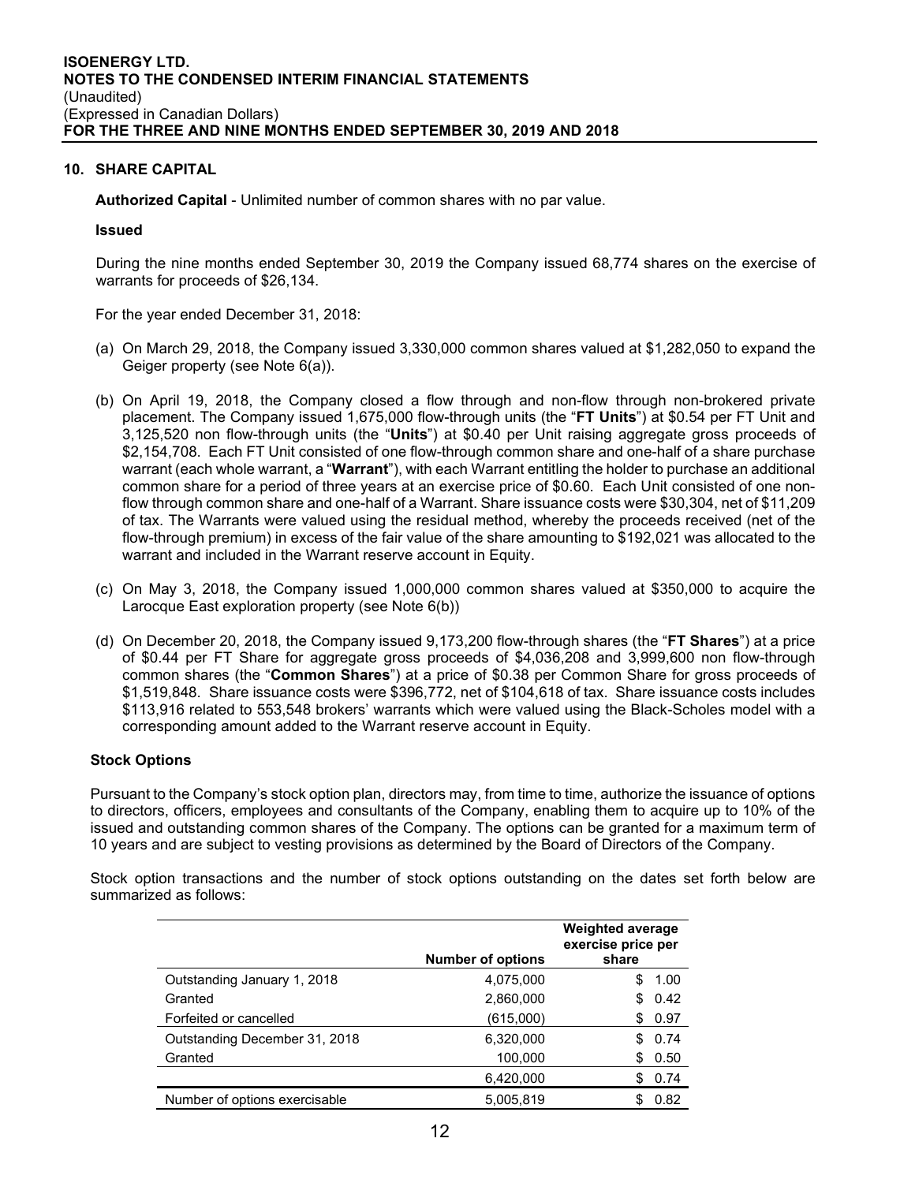## 10. SHARE CAPITAL

**Authorized Capital** - Unlimited number of common shares with no par value.

**Issued**

During the nine months ended September 30, 2019 the Company issued 68,774 shares on the exercise of warrants for proceeds of $26,134.

For the year ended December 31, 2018:

(a) On March 29, 2018, the Company issued 3,330,000 common shares valued at $1,282,050 to expand the Geiger property (see Note 6(a)).

(b) On April 19, 2018, the Company closed a flow through and non-flow through non-brokered private placement. The Company issued 1,675,000 flow-through units (the "**FT Units**") at $0.54 per FT Unit and 3,125,520 non flow-through units (the "**Units**") at $0.40 per Unit raising aggregate gross proceeds of $2,154,708. Each FT Unit consisted of one flow-through common share and one-half of a share purchase warrant (each whole warrant, a "**Warrant**"), with each Warrant entitling the holder to purchase an additional common share for a period of three years at an exercise price of $0.60. Each Unit consisted of one non-flow through common share and one-half of a Warrant. Share issuance costs were $30,304, net of $11,209 of tax. The Warrants were valued using the residual method, whereby the proceeds received (net of the flow-through premium) in excess of the fair value of the share amounting to $192,021 was allocated to the warrant and included in the Warrant reserve account in Equity.

(c) On May 3, 2018, the Company issued 1,000,000 common shares valued at $350,000 to acquire the Larocque East exploration property (see Note 6(b))

(d) On December 20, 2018, the Company issued 9,173,200 flow-through shares (the "**FT Shares**") at a price of $0.44 per FT Share for aggregate gross proceeds of $4,036,208 and 3,999,600 non flow-through common shares (the "**Common Shares**") at a price of $0.38 per Common Share for gross proceeds of $1,519,848. Share issuance costs were $396,772, net of $104,618 of tax. Share issuance costs includes $113,916 related to 553,548 brokers' warrants which were valued using the Black-Scholes model with a corresponding amount added to the Warrant reserve account in Equity.

**Stock Options**

Pursuant to the Company's stock option plan, directors may, from time to time, authorize the issuance of options to directors, officers, employees and consultants of the Company, enabling them to acquire up to 10% of the issued and outstanding common shares of the Company. The options can be granted for a maximum term of 10 years and are subject to vesting provisions as determined by the Board of Directors of the Company.

Stock option transactions and the number of stock options outstanding on the dates set forth below are summarized as follows:

| | Number of options | Weighted average exercise price per share |
|---|---|---|
| Outstanding January 1, 2018 | 4,075,000 | $ 1.00 |
| Granted | 2,860,000 | $ 0.42 |
| Forfeited or cancelled | (615,000) | $ 0.97 |
| Outstanding December 31, 2018 | 6,320,000 | $ 0.74 |
| Granted | 100,000 | $ 0.50 |
| | 6,420,000 | $ 0.74 |
| Number of options exercisable | 5,005,819 | $ 0.82 |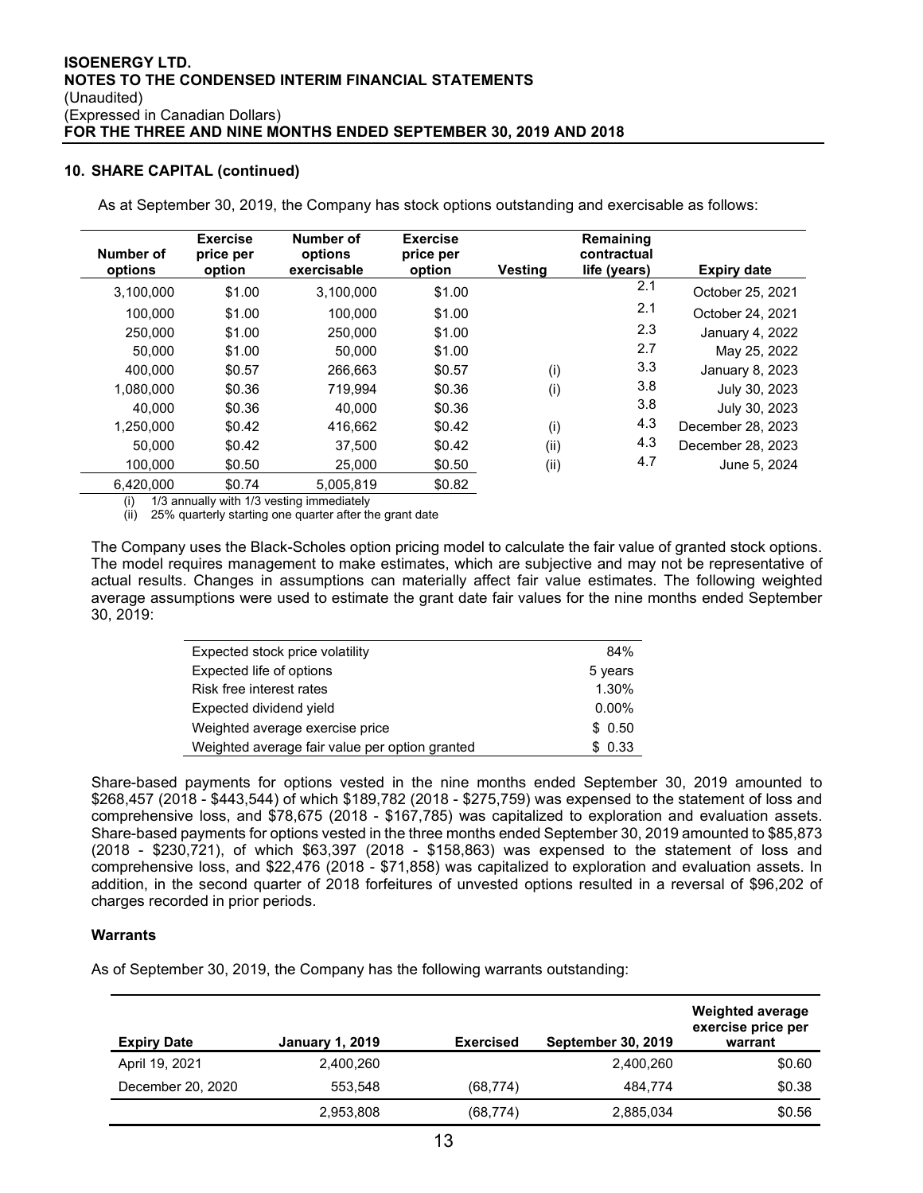## 10. SHARE CAPITAL (continued)

As at September 30, 2019, the Company has stock options outstanding and exercisable as follows:

| Number of options | Exercise price per option | Number of options exercisable | Exercise price per option | Vesting | Remaining contractual life (years) | Expiry date |
|---|---|---|---|---|---|---|
| 3,100,000 | $1.00 | 3,100,000 | $1.00 | | 2.1 | October 25, 2021 |
| 100,000 | $1.00 | 100,000 | $1.00 | | 2.1 | October 24, 2021 |
| 250,000 | $1.00 | 250,000 | $1.00 | | 2.3 | January 4, 2022 |
| 50,000 | $1.00 | 50,000 | $1.00 | | 2.7 | May 25, 2022 |
| 400,000 | $0.57 | 266,663 | $0.57 | (i) | 3.3 | January 8, 2023 |
| 1,080,000 | $0.36 | 719,994 | $0.36 | (i) | 3.8 | July 30, 2023 |
| 40,000 | $0.36 | 40,000 | $0.36 | | 3.8 | July 30, 2023 |
| 1,250,000 | $0.42 | 416,662 | $0.42 | (i) | 4.3 | December 28, 2023 |
| 50,000 | $0.42 | 37,500 | $0.42 | (ii) | 4.3 | December 28, 2023 |
| 100,000 | $0.50 | 25,000 | $0.50 | (ii) | 4.7 | June 5, 2024 |
| 6,420,000 | $0.74 | 5,005,819 | $0.82 | | | |

(i) 1/3 annually with 1/3 vesting immediately
(ii) 25% quarterly starting one quarter after the grant date

The Company uses the Black-Scholes option pricing model to calculate the fair value of granted stock options. The model requires management to make estimates, which are subjective and may not be representative of actual results. Changes in assumptions can materially affect fair value estimates. The following weighted average assumptions were used to estimate the grant date fair values for the nine months ended September 30, 2019:

| | |
|---|---|
| Expected stock price volatility | 84% |
| Expected life of options | 5 years |
| Risk free interest rates | 1.30% |
| Expected dividend yield | 0.00% |
| Weighted average exercise price | $ 0.50 |
| Weighted average fair value per option granted | $ 0.33 |

Share-based payments for options vested in the nine months ended September 30, 2019 amounted to $268,457 (2018 - $443,544) of which $189,782 (2018 - $275,759) was expensed to the statement of loss and comprehensive loss, and $78,675 (2018 - $167,785) was capitalized to exploration and evaluation assets. Share-based payments for options vested in the three months ended September 30, 2019 amounted to $85,873 (2018 - $230,721), of which $63,397 (2018 - $158,863) was expensed to the statement of loss and comprehensive loss, and $22,476 (2018 - $71,858) was capitalized to exploration and evaluation assets. In addition, in the second quarter of 2018 forfeitures of unvested options resulted in a reversal of $96,202 of charges recorded in prior periods.

### Warrants

As of September 30, 2019, the Company has the following warrants outstanding:

| Expiry Date | January 1, 2019 | Exercised | September 30, 2019 | Weighted average exercise price per warrant |
|---|---|---|---|---|
| April 19, 2021 | 2,400,260 | | 2,400,260 | $0.60 |
| December 20, 2020 | 553,548 | (68,774) | 484,774 | $0.38 |
| | 2,953,808 | (68,774) | 2,885,034 | $0.56 |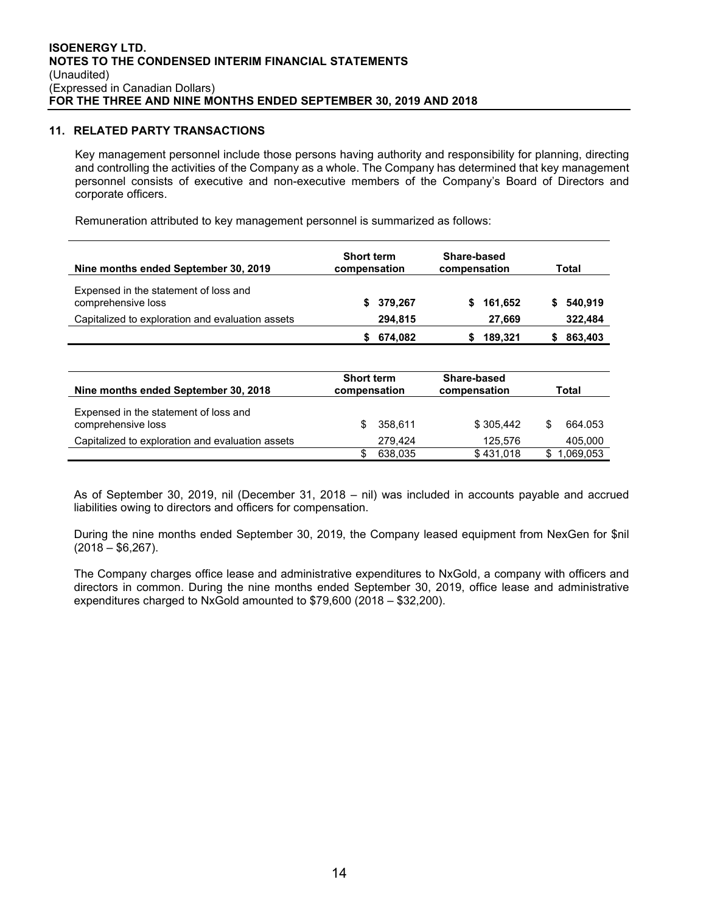## 11. RELATED PARTY TRANSACTIONS

Key management personnel include those persons having authority and responsibility for planning, directing and controlling the activities of the Company as a whole. The Company has determined that key management personnel consists of executive and non-executive members of the Company's Board of Directors and corporate officers.

Remuneration attributed to key management personnel is summarized as follows:

| Nine months ended September 30, 2019 | Short term compensation | Share-based compensation | Total |
|---|---|---|---|
| Expensed in the statement of loss and comprehensive loss | **$ 379,267** | **$ 161,652** | **$ 540,919** |
| Capitalized to exploration and evaluation assets | **294,815** | **27,669** | **322,484** |
| | **$ 674,082** | **$ 189,321** | **$ 863,403** |

| Nine months ended September 30, 2018 | Short term compensation | Share-based compensation | Total |
|---|---|---|---|
| Expensed in the statement of loss and comprehensive loss | $ 358,611 | $ 305,442 | $ 664.053 |
| Capitalized to exploration and evaluation assets | 279,424 | 125,576 | 405,000 |
| | $ 638,035 | $ 431,018 | $ 1,069,053 |

As of September 30, 2019, nil (December 31, 2018 – nil) was included in accounts payable and accrued liabilities owing to directors and officers for compensation.

During the nine months ended September 30, 2019, the Company leased equipment from NexGen for $nil (2018 – $6,267).

The Company charges office lease and administrative expenditures to NxGold, a company with officers and directors in common. During the nine months ended September 30, 2019, office lease and administrative expenditures charged to NxGold amounted to $79,600 (2018 – $32,200).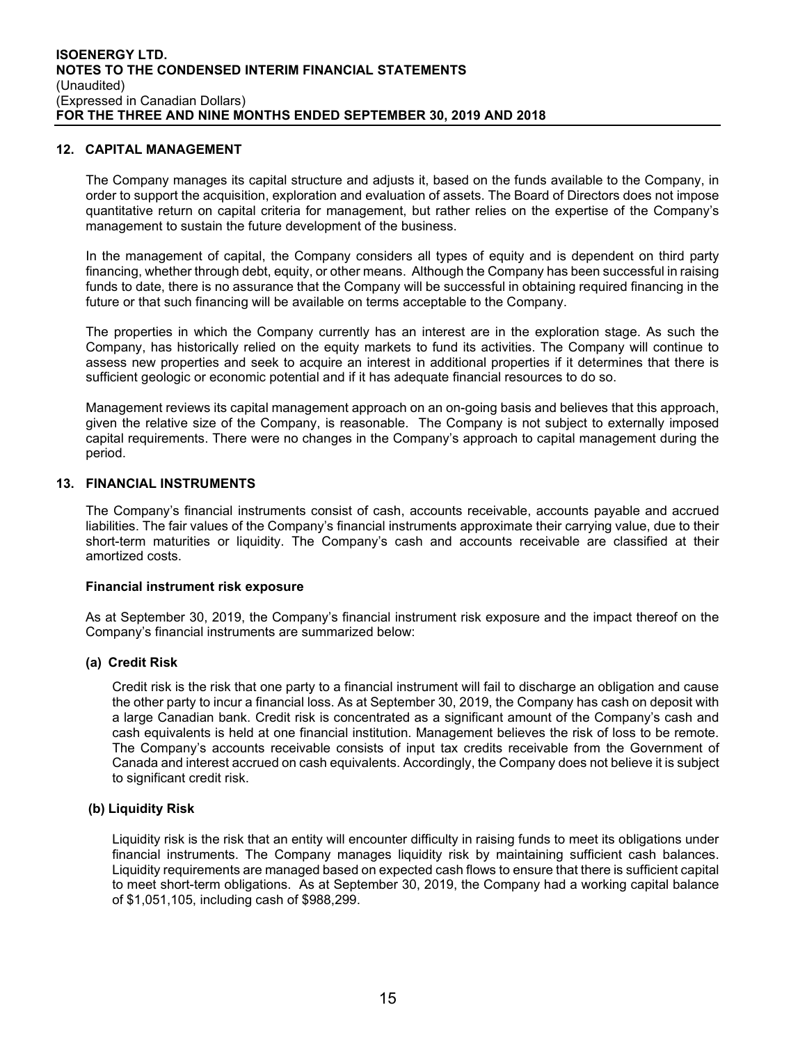## 12. CAPITAL MANAGEMENT

The Company manages its capital structure and adjusts it, based on the funds available to the Company, in order to support the acquisition, exploration and evaluation of assets. The Board of Directors does not impose quantitative return on capital criteria for management, but rather relies on the expertise of the Company's management to sustain the future development of the business.

In the management of capital, the Company considers all types of equity and is dependent on third party financing, whether through debt, equity, or other means. Although the Company has been successful in raising funds to date, there is no assurance that the Company will be successful in obtaining required financing in the future or that such financing will be available on terms acceptable to the Company.

The properties in which the Company currently has an interest are in the exploration stage. As such the Company, has historically relied on the equity markets to fund its activities. The Company will continue to assess new properties and seek to acquire an interest in additional properties if it determines that there is sufficient geologic or economic potential and if it has adequate financial resources to do so.

Management reviews its capital management approach on an on-going basis and believes that this approach, given the relative size of the Company, is reasonable. The Company is not subject to externally imposed capital requirements. There were no changes in the Company's approach to capital management during the period.

## 13. FINANCIAL INSTRUMENTS

The Company's financial instruments consist of cash, accounts receivable, accounts payable and accrued liabilities. The fair values of the Company's financial instruments approximate their carrying value, due to their short-term maturities or liquidity. The Company's cash and accounts receivable are classified at their amortized costs.

**Financial instrument risk exposure**

As at September 30, 2019, the Company's financial instrument risk exposure and the impact thereof on the Company's financial instruments are summarized below:

**(a) Credit Risk**

Credit risk is the risk that one party to a financial instrument will fail to discharge an obligation and cause the other party to incur a financial loss. As at September 30, 2019, the Company has cash on deposit with a large Canadian bank. Credit risk is concentrated as a significant amount of the Company's cash and cash equivalents is held at one financial institution. Management believes the risk of loss to be remote. The Company's accounts receivable consists of input tax credits receivable from the Government of Canada and interest accrued on cash equivalents. Accordingly, the Company does not believe it is subject to significant credit risk.

**(b) Liquidity Risk**

Liquidity risk is the risk that an entity will encounter difficulty in raising funds to meet its obligations under financial instruments. The Company manages liquidity risk by maintaining sufficient cash balances. Liquidity requirements are managed based on expected cash flows to ensure that there is sufficient capital to meet short-term obligations. As at September 30, 2019, the Company had a working capital balance of $1,051,105, including cash of $988,299.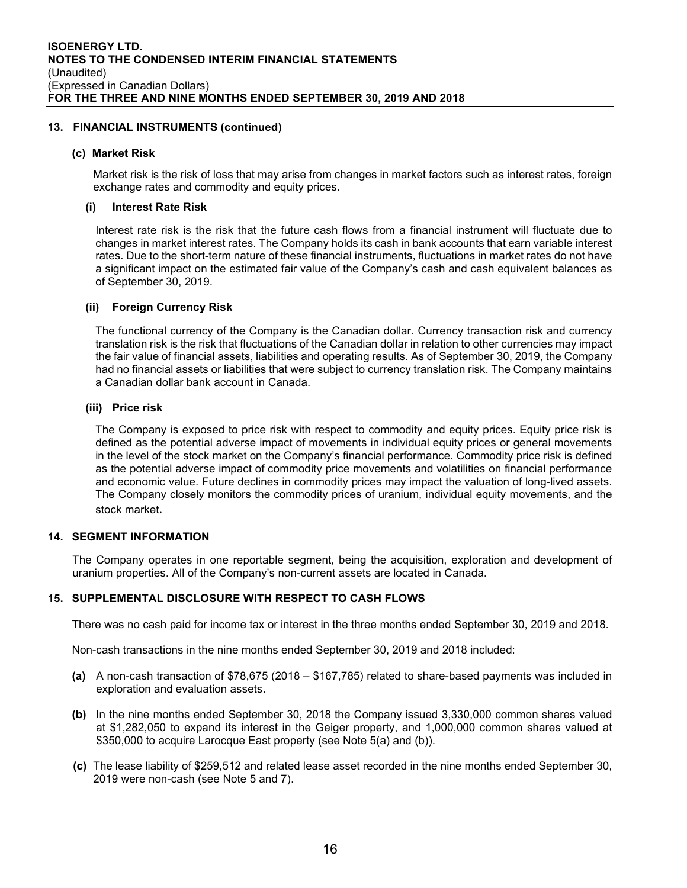## 13. FINANCIAL INSTRUMENTS (continued)

### (c) Market Risk

Market risk is the risk of loss that may arise from changes in market factors such as interest rates, foreign exchange rates and commodity and equity prices.

#### (i) Interest Rate Risk

Interest rate risk is the risk that the future cash flows from a financial instrument will fluctuate due to changes in market interest rates. The Company holds its cash in bank accounts that earn variable interest rates. Due to the short-term nature of these financial instruments, fluctuations in market rates do not have a significant impact on the estimated fair value of the Company's cash and cash equivalent balances as of September 30, 2019.

#### (ii) Foreign Currency Risk

The functional currency of the Company is the Canadian dollar. Currency transaction risk and currency translation risk is the risk that fluctuations of the Canadian dollar in relation to other currencies may impact the fair value of financial assets, liabilities and operating results. As of September 30, 2019, the Company had no financial assets or liabilities that were subject to currency translation risk. The Company maintains a Canadian dollar bank account in Canada.

#### (iii) Price risk

The Company is exposed to price risk with respect to commodity and equity prices. Equity price risk is defined as the potential adverse impact of movements in individual equity prices or general movements in the level of the stock market on the Company's financial performance. Commodity price risk is defined as the potential adverse impact of commodity price movements and volatilities on financial performance and economic value. Future declines in commodity prices may impact the valuation of long-lived assets. The Company closely monitors the commodity prices of uranium, individual equity movements, and the stock market.

## 14. SEGMENT INFORMATION

The Company operates in one reportable segment, being the acquisition, exploration and development of uranium properties. All of the Company's non-current assets are located in Canada.

## 15. SUPPLEMENTAL DISCLOSURE WITH RESPECT TO CASH FLOWS

There was no cash paid for income tax or interest in the three months ended September 30, 2019 and 2018.

Non-cash transactions in the nine months ended September 30, 2019 and 2018 included:

**(a)** A non-cash transaction of $78,675 (2018 – $167,785) related to share-based payments was included in exploration and evaluation assets.

**(b)** In the nine months ended September 30, 2018 the Company issued 3,330,000 common shares valued at $1,282,050 to expand its interest in the Geiger property, and 1,000,000 common shares valued at $350,000 to acquire Larocque East property (see Note 5(a) and (b)).

**(c)** The lease liability of $259,512 and related lease asset recorded in the nine months ended September 30, 2019 were non-cash (see Note 5 and 7).